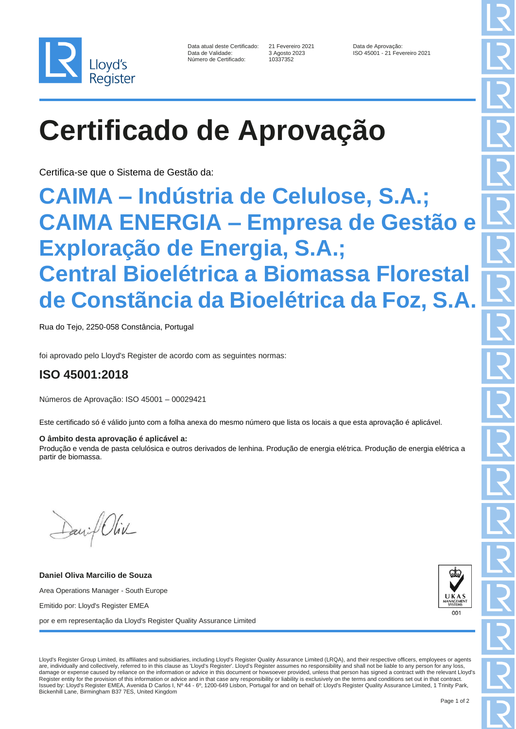Lloyd's Register

| | | |
|---|---|---|
| Data atual deste Certificado: | 21 Fevereiro 2021 | Data de Aprovação: |
| Data de Validade: | 3 Agosto 2023 | ISO 45001 - 21 Fevereiro 2021 |
| Número de Certificado: | 10337352 | |

# Certificado de Aprovação

Certifica-se que o Sistema de Gestão da:

## CAIMA – Indústria de Celulose, S.A.; CAIMA ENERGIA – Empresa de Gestão e Exploração de Energia, S.A.; Central Bioelétrica a Biomassa Florestal de Constância da Bioelétrica da Foz, S.A.

Rua do Tejo, 2250-058 Constância, Portugal

foi aprovado pelo Lloyd's Register de acordo com as seguintes normas:

## ISO 45001:2018

Números de Aprovação: ISO 45001 – 00029421

Este certificado só é válido junto com a folha anexa do mesmo número que lista os locais a que esta aprovação é aplicável.

**O âmbito desta aprovação é aplicável a:**
Produção e venda de pasta celulósica e outros derivados de lenhina. Produção de energia elétrica. Produção de energia elétrica a partir de biomassa.

**Daniel Oliva Marcilio de Souza**

Area Operations Manager - South Europe

Emitido por: Lloyd's Register EMEA

por e em representação da Lloyd's Register Quality Assurance Limited

UKAS MANAGEMENT SYSTEMS 001

Lloyd's Register Group Limited, its affiliates and subsidiaries, including Lloyd's Register Quality Assurance Limited (LRQA), and their respective officers, employees or agents are, individually and collectively, referred to in this clause as 'Lloyd's Register'. Lloyd's Register assumes no responsibility and shall not be liable to any person for any loss, damage or expense caused by reliance on the information or advice in this document or howsoever provided, unless that person has signed a contract with the relevant Lloyd's Register entity for the provision of this information or advice and in that case any responsibility or liability is exclusively on the terms and conditions set out in that contract.
Issued by: Lloyd's Register EMEA, Avenida D Carlos I, Nº 44 - 6º, 1200-649 Lisbon, Portugal for and on behalf of: Lloyd's Register Quality Assurance Limited, 1 Trinity Park, Bickenhill Lane, Birmingham B37 7ES, United Kingdom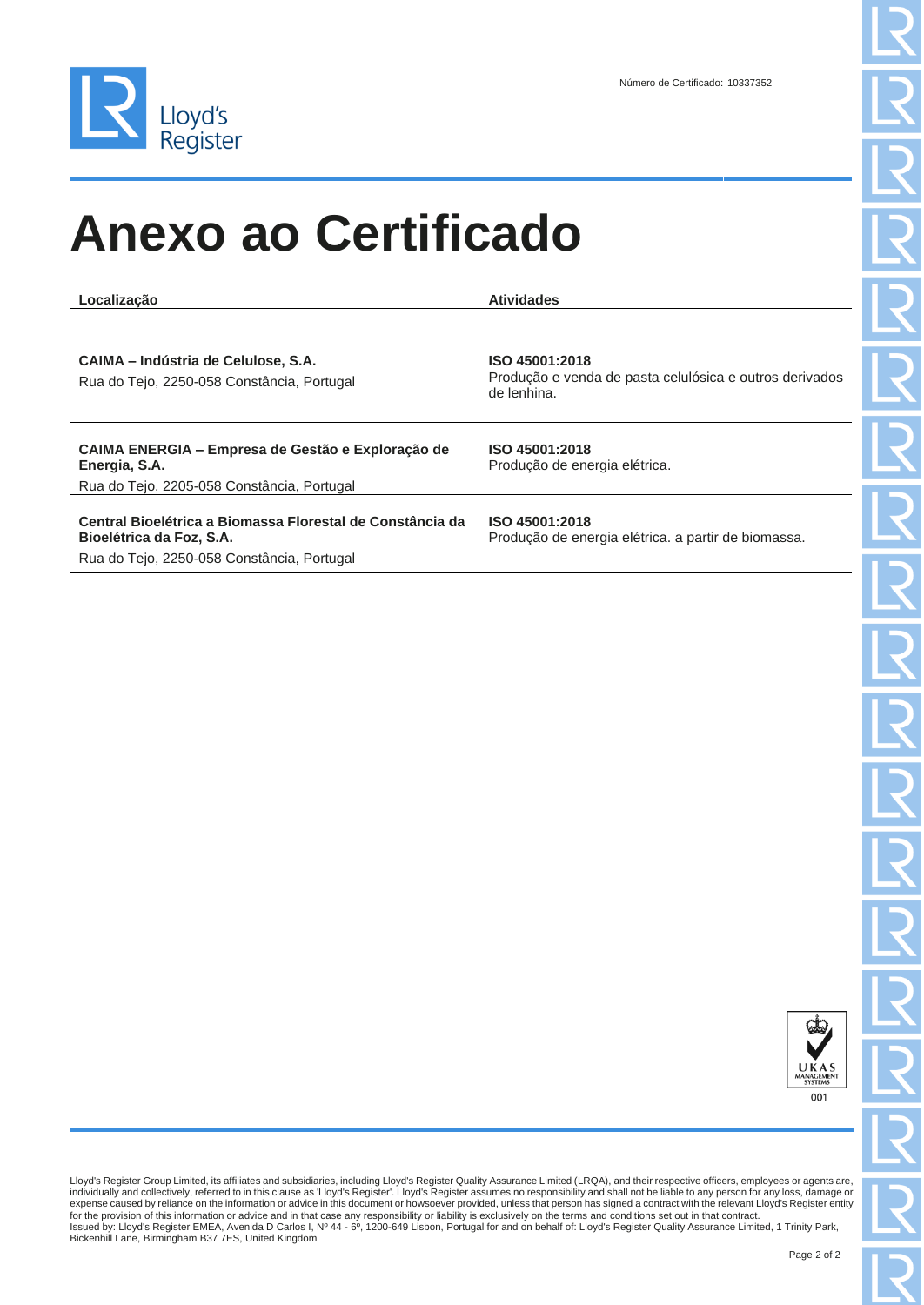Número de Certificado: 10337352

# Anexo ao Certificado

| Localização | Atividades |
|---|---|
| **CAIMA – Indústria de Celulose, S.A.**<br>Rua do Tejo, 2250-058 Constância, Portugal | **ISO 45001:2018**<br>Produção e venda de pasta celulósica e outros derivados de lenhina. |
| **CAIMA ENERGIA – Empresa de Gestão e Exploração de Energia, S.A.**<br>Rua do Tejo, 2205-058 Constância, Portugal | **ISO 45001:2018**<br>Produção de energia elétrica. |
| **Central Bioelétrica a Biomassa Florestal de Constância da Bioelétrica da Foz, S.A.**<br>Rua do Tejo, 2250-058 Constância, Portugal | **ISO 45001:2018**<br>Produção de energia elétrica. a partir de biomassa. |

UKAS MANAGEMENT SYSTEMS
001

Lloyd's Register Group Limited, its affiliates and subsidiaries, including Lloyd's Register Quality Assurance Limited (LRQA), and their respective officers, employees or agents are, individually and collectively, referred to in this clause as 'Lloyd's Register'. Lloyd's Register assumes no responsibility and shall not be liable to any person for any loss, damage or expense caused by reliance on the information or advice in this document or howsoever provided, unless that person has signed a contract with the relevant Lloyd's Register entity for the provision of this information or advice and in that case any responsibility or liability is exclusively on the terms and conditions set out in that contract.
Issued by: Lloyd's Register EMEA, Avenida D Carlos I, Nº 44 - 6º, 1200-649 Lisbon, Portugal for and on behalf of: Lloyd's Register Quality Assurance Limited, 1 Trinity Park, Bickenhill Lane, Birmingham B37 7ES, United Kingdom